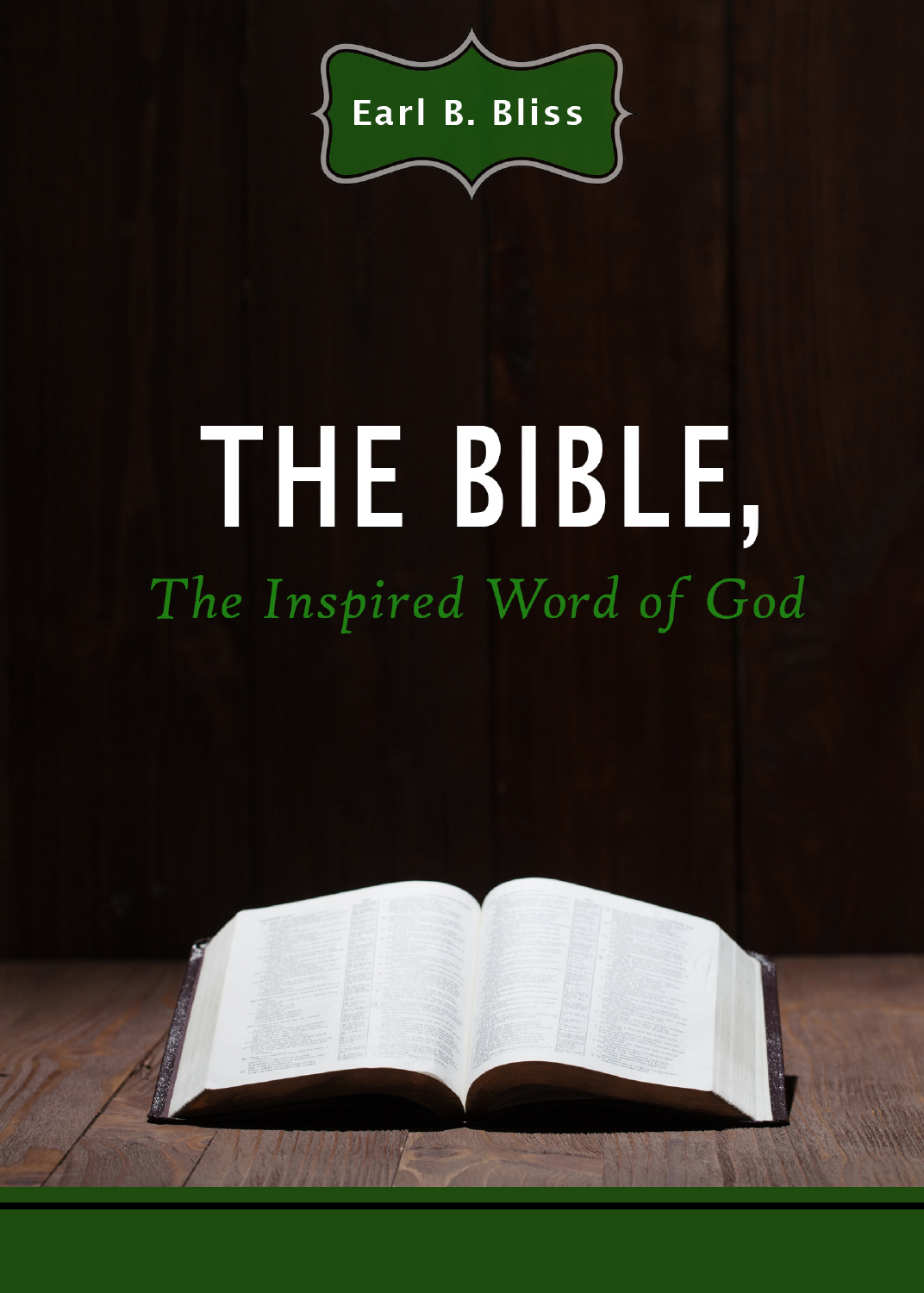Earl B. Bliss

# THE BIBLE,

## *The Inspired Word of God*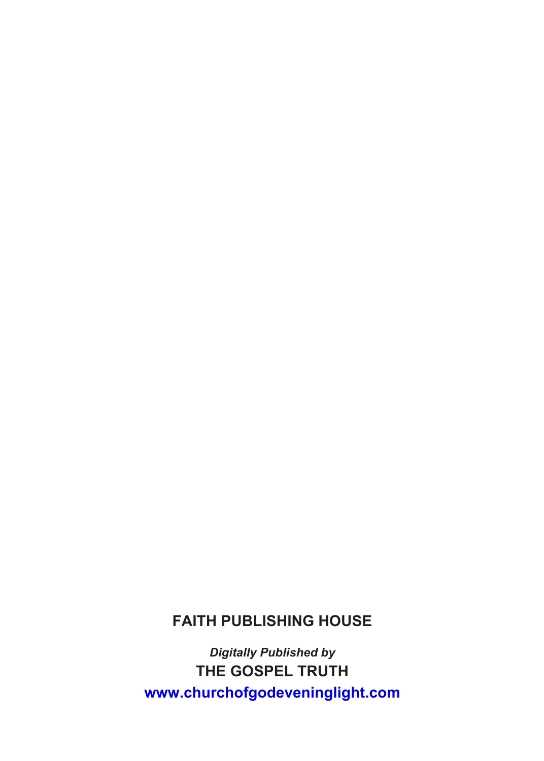**FAITH PUBLISHING HOUSE**

***Digitally Published by***

**THE GOSPEL TRUTH**

**www.churchofgodeveninglight.com**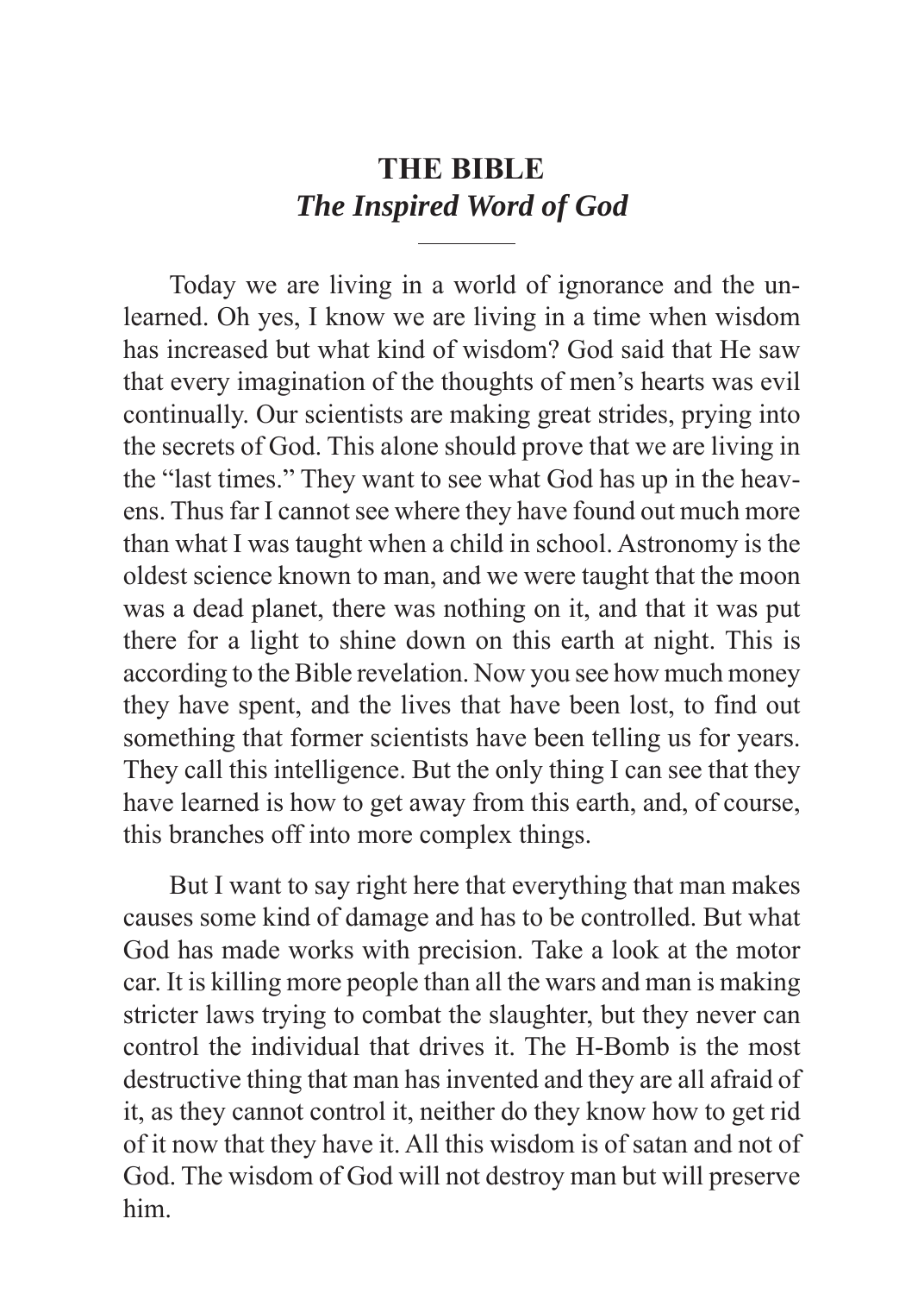# THE BIBLE
## *The Inspired Word of God*

---

Today we are living in a world of ignorance and the unlearned. Oh yes, I know we are living in a time when wisdom has increased but what kind of wisdom? God said that He saw that every imagination of the thoughts of men's hearts was evil continually. Our scientists are making great strides, prying into the secrets of God. This alone should prove that we are living in the "last times." They want to see what God has up in the heavens. Thus far I cannot see where they have found out much more than what I was taught when a child in school. Astronomy is the oldest science known to man, and we were taught that the moon was a dead planet, there was nothing on it, and that it was put there for a light to shine down on this earth at night. This is according to the Bible revelation. Now you see how much money they have spent, and the lives that have been lost, to find out something that former scientists have been telling us for years. They call this intelligence. But the only thing I can see that they have learned is how to get away from this earth, and, of course, this branches off into more complex things.

But I want to say right here that everything that man makes causes some kind of damage and has to be controlled. But what God has made works with precision. Take a look at the motor car. It is killing more people than all the wars and man is making stricter laws trying to combat the slaughter, but they never can control the individual that drives it. The H-Bomb is the most destructive thing that man has invented and they are all afraid of it, as they cannot control it, neither do they know how to get rid of it now that they have it. All this wisdom is of satan and not of God. The wisdom of God will not destroy man but will preserve him.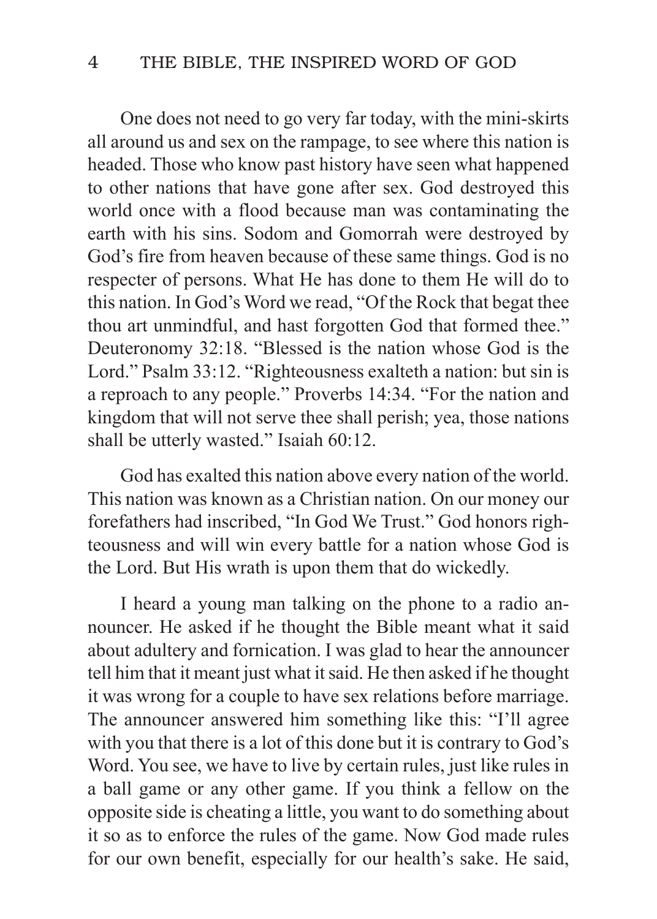One does not need to go very far today, with the mini-skirts all around us and sex on the rampage, to see where this nation is headed. Those who know past history have seen what happened to other nations that have gone after sex. God destroyed this world once with a flood because man was contaminating the earth with his sins. Sodom and Gomorrah were destroyed by God's fire from heaven because of these same things. God is no respecter of persons. What He has done to them He will do to this nation. In God's Word we read, "Of the Rock that begat thee thou art unmindful, and hast forgotten God that formed thee." Deuteronomy 32:18. "Blessed is the nation whose God is the Lord." Psalm 33:12. "Righteousness exalteth a nation: but sin is a reproach to any people." Proverbs 14:34. "For the nation and kingdom that will not serve thee shall perish; yea, those nations shall be utterly wasted." Isaiah 60:12.

God has exalted this nation above every nation of the world. This nation was known as a Christian nation. On our money our forefathers had inscribed, "In God We Trust." God honors righteousness and will win every battle for a nation whose God is the Lord. But His wrath is upon them that do wickedly.

I heard a young man talking on the phone to a radio announcer. He asked if he thought the Bible meant what it said about adultery and fornication. I was glad to hear the announcer tell him that it meant just what it said. He then asked if he thought it was wrong for a couple to have sex relations before marriage. The announcer answered him something like this: "I'll agree with you that there is a lot of this done but it is contrary to God's Word. You see, we have to live by certain rules, just like rules in a ball game or any other game. If you think a fellow on the opposite side is cheating a little, you want to do something about it so as to enforce the rules of the game. Now God made rules for our own benefit, especially for our health's sake. He said,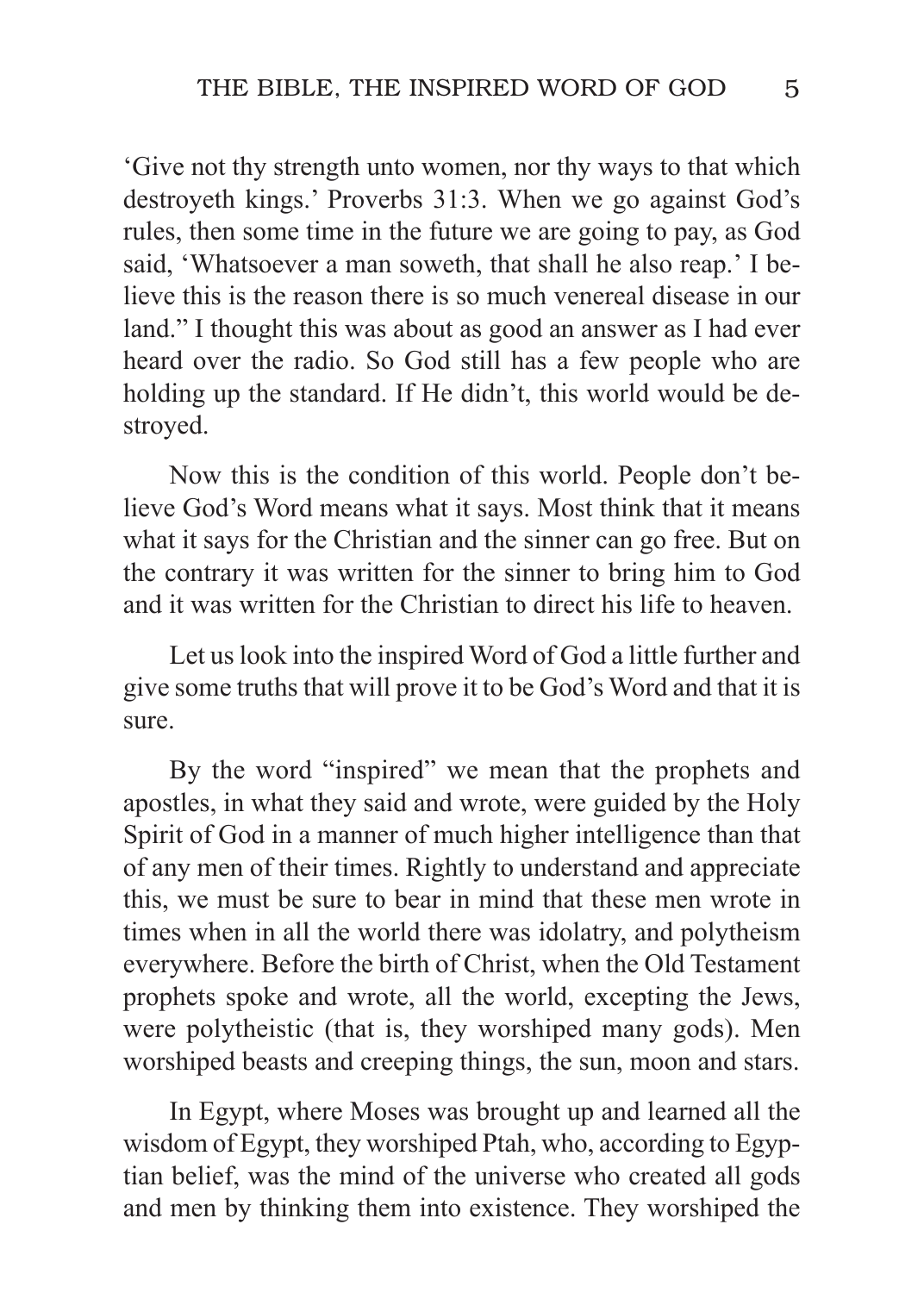'Give not thy strength unto women, nor thy ways to that which destroyeth kings.' Proverbs 31:3. When we go against God's rules, then some time in the future we are going to pay, as God said, 'Whatsoever a man soweth, that shall he also reap.' I believe this is the reason there is so much venereal disease in our land." I thought this was about as good an answer as I had ever heard over the radio. So God still has a few people who are holding up the standard. If He didn't, this world would be destroyed.

Now this is the condition of this world. People don't believe God's Word means what it says. Most think that it means what it says for the Christian and the sinner can go free. But on the contrary it was written for the sinner to bring him to God and it was written for the Christian to direct his life to heaven.

Let us look into the inspired Word of God a little further and give some truths that will prove it to be God's Word and that it is sure.

By the word "inspired" we mean that the prophets and apostles, in what they said and wrote, were guided by the Holy Spirit of God in a manner of much higher intelligence than that of any men of their times. Rightly to understand and appreciate this, we must be sure to bear in mind that these men wrote in times when in all the world there was idolatry, and polytheism everywhere. Before the birth of Christ, when the Old Testament prophets spoke and wrote, all the world, excepting the Jews, were polytheistic (that is, they worshiped many gods). Men worshiped beasts and creeping things, the sun, moon and stars.

In Egypt, where Moses was brought up and learned all the wisdom of Egypt, they worshiped Ptah, who, according to Egyptian belief, was the mind of the universe who created all gods and men by thinking them into existence. They worshiped the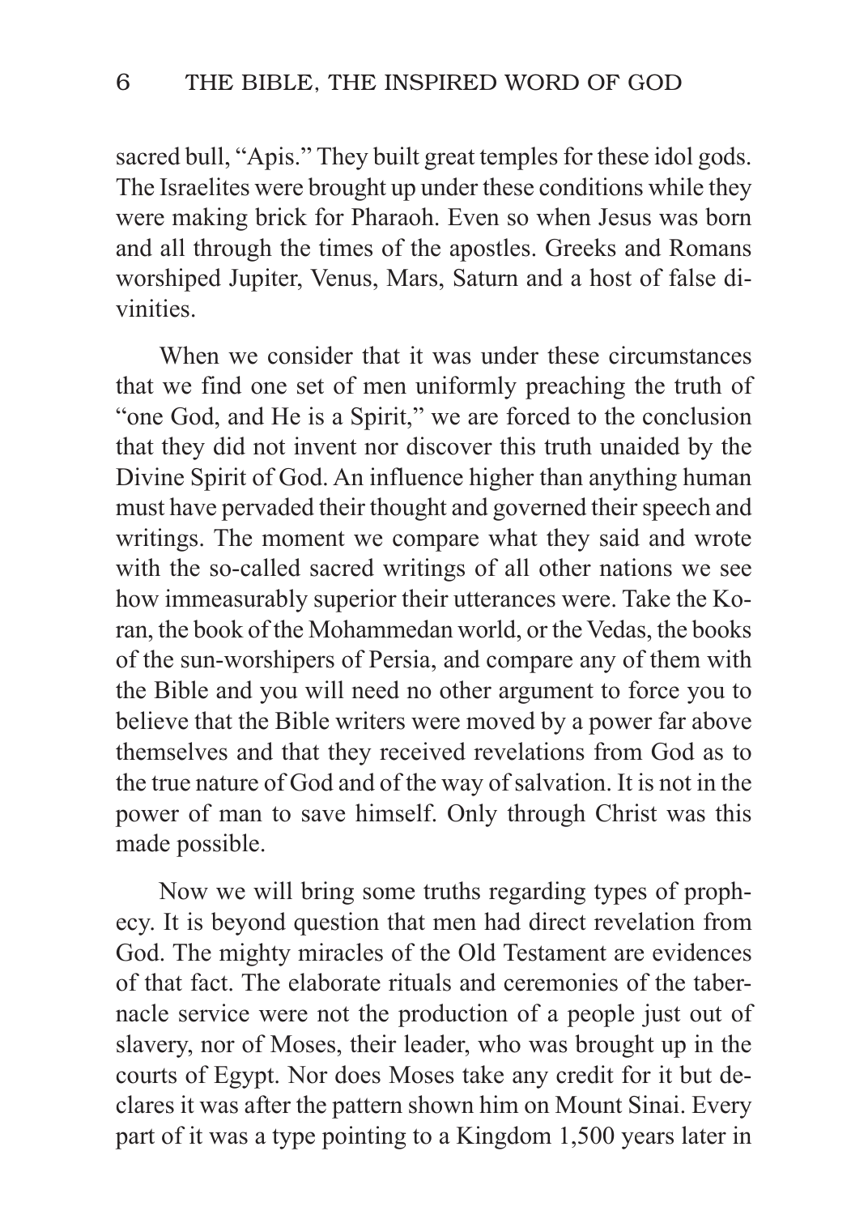sacred bull, "Apis." They built great temples for these idol gods. The Israelites were brought up under these conditions while they were making brick for Pharaoh. Even so when Jesus was born and all through the times of the apostles. Greeks and Romans worshiped Jupiter, Venus, Mars, Saturn and a host of false divinities.

When we consider that it was under these circumstances that we find one set of men uniformly preaching the truth of "one God, and He is a Spirit," we are forced to the conclusion that they did not invent nor discover this truth unaided by the Divine Spirit of God. An influence higher than anything human must have pervaded their thought and governed their speech and writings. The moment we compare what they said and wrote with the so-called sacred writings of all other nations we see how immeasurably superior their utterances were. Take the Koran, the book of the Mohammedan world, or the Vedas, the books of the sun-worshipers of Persia, and compare any of them with the Bible and you will need no other argument to force you to believe that the Bible writers were moved by a power far above themselves and that they received revelations from God as to the true nature of God and of the way of salvation. It is not in the power of man to save himself. Only through Christ was this made possible.

Now we will bring some truths regarding types of prophecy. It is beyond question that men had direct revelation from God. The mighty miracles of the Old Testament are evidences of that fact. The elaborate rituals and ceremonies of the tabernacle service were not the production of a people just out of slavery, nor of Moses, their leader, who was brought up in the courts of Egypt. Nor does Moses take any credit for it but declares it was after the pattern shown him on Mount Sinai. Every part of it was a type pointing to a Kingdom 1,500 years later in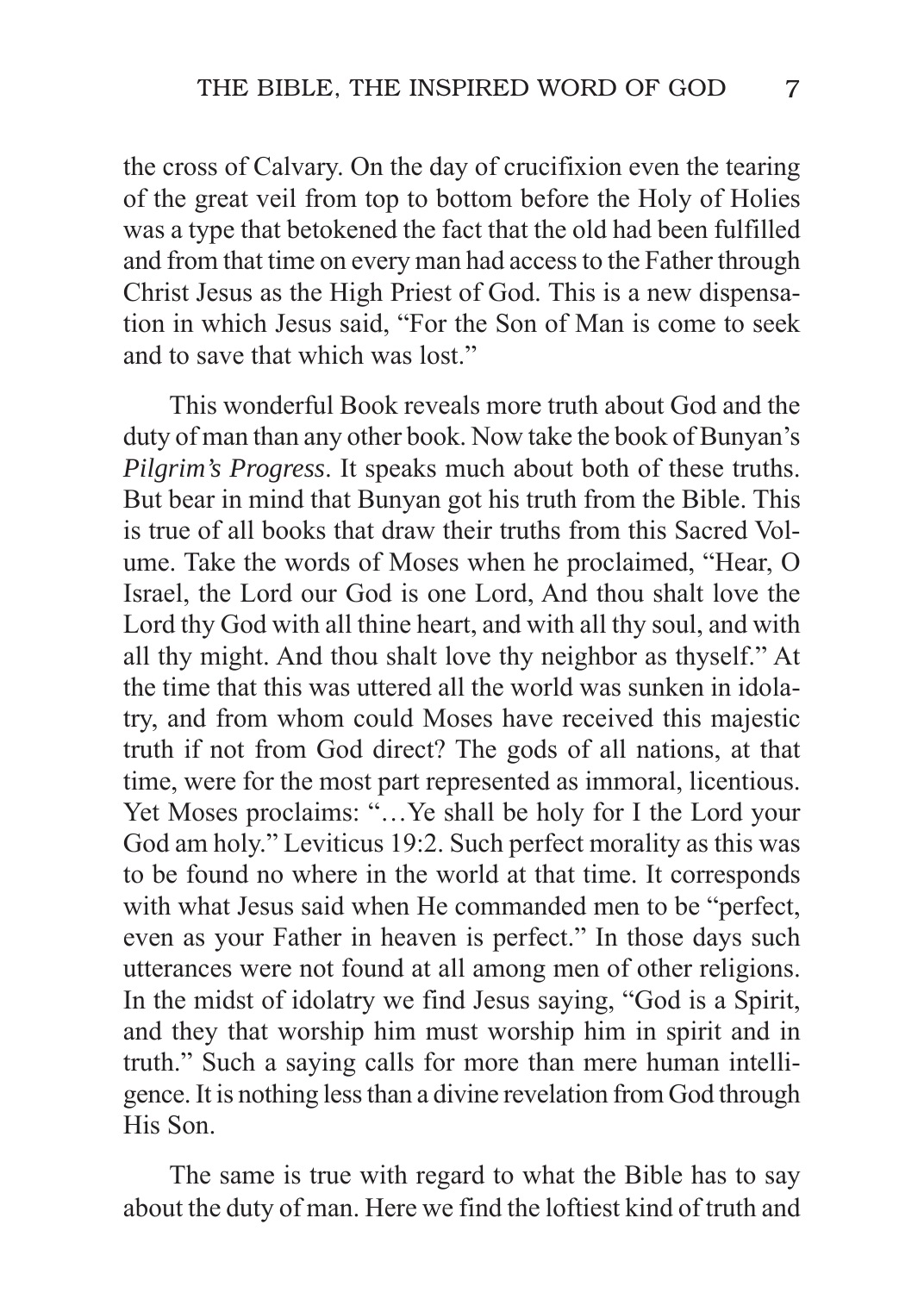the cross of Calvary. On the day of crucifixion even the tearing of the great veil from top to bottom before the Holy of Holies was a type that betokened the fact that the old had been fulfilled and from that time on every man had access to the Father through Christ Jesus as the High Priest of God. This is a new dispensation in which Jesus said, "For the Son of Man is come to seek and to save that which was lost."

This wonderful Book reveals more truth about God and the duty of man than any other book. Now take the book of Bunyan's *Pilgrim's Progress*. It speaks much about both of these truths. But bear in mind that Bunyan got his truth from the Bible. This is true of all books that draw their truths from this Sacred Volume. Take the words of Moses when he proclaimed, "Hear, O Israel, the Lord our God is one Lord, And thou shalt love the Lord thy God with all thine heart, and with all thy soul, and with all thy might. And thou shalt love thy neighbor as thyself." At the time that this was uttered all the world was sunken in idolatry, and from whom could Moses have received this majestic truth if not from God direct? The gods of all nations, at that time, were for the most part represented as immoral, licentious. Yet Moses proclaims: "…Ye shall be holy for I the Lord your God am holy." Leviticus 19:2. Such perfect morality as this was to be found no where in the world at that time. It corresponds with what Jesus said when He commanded men to be "perfect, even as your Father in heaven is perfect." In those days such utterances were not found at all among men of other religions. In the midst of idolatry we find Jesus saying, "God is a Spirit, and they that worship him must worship him in spirit and in truth." Such a saying calls for more than mere human intelligence. It is nothing less than a divine revelation from God through His Son.

The same is true with regard to what the Bible has to say about the duty of man. Here we find the loftiest kind of truth and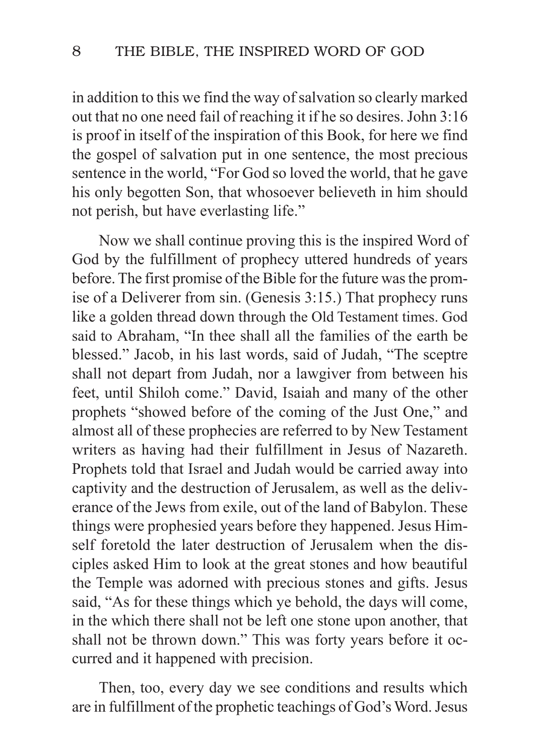in addition to this we find the way of salvation so clearly marked out that no one need fail of reaching it if he so desires. John 3:16 is proof in itself of the inspiration of this Book, for here we find the gospel of salvation put in one sentence, the most precious sentence in the world, "For God so loved the world, that he gave his only begotten Son, that whosoever believeth in him should not perish, but have everlasting life."

Now we shall continue proving this is the inspired Word of God by the fulfillment of prophecy uttered hundreds of years before. The first promise of the Bible for the future was the promise of a Deliverer from sin. (Genesis 3:15.) That prophecy runs like a golden thread down through the Old Testament times. God said to Abraham, "In thee shall all the families of the earth be blessed." Jacob, in his last words, said of Judah, "The sceptre shall not depart from Judah, nor a lawgiver from between his feet, until Shiloh come." David, Isaiah and many of the other prophets "showed before of the coming of the Just One," and almost all of these prophecies are referred to by New Testament writers as having had their fulfillment in Jesus of Nazareth. Prophets told that Israel and Judah would be carried away into captivity and the destruction of Jerusalem, as well as the deliverance of the Jews from exile, out of the land of Babylon. These things were prophesied years before they happened. Jesus Himself foretold the later destruction of Jerusalem when the disciples asked Him to look at the great stones and how beautiful the Temple was adorned with precious stones and gifts. Jesus said, "As for these things which ye behold, the days will come, in the which there shall not be left one stone upon another, that shall not be thrown down." This was forty years before it occurred and it happened with precision.

Then, too, every day we see conditions and results which are in fulfillment of the prophetic teachings of God's Word. Jesus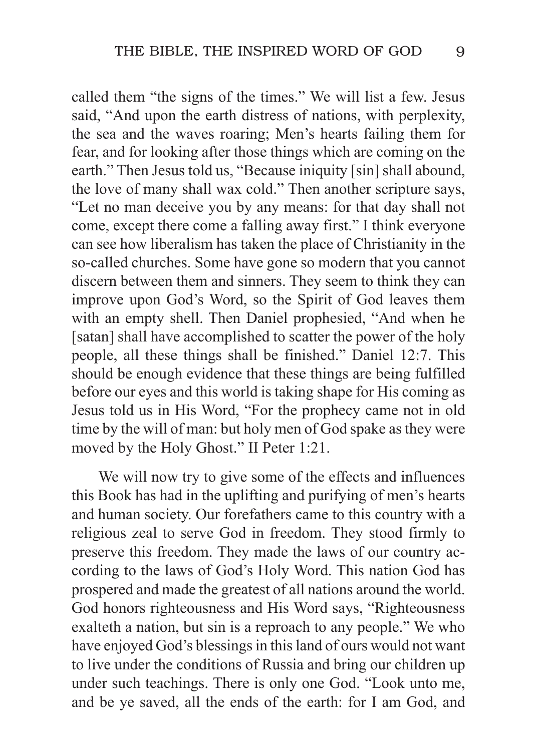called them "the signs of the times." We will list a few. Jesus said, "And upon the earth distress of nations, with perplexity, the sea and the waves roaring; Men's hearts failing them for fear, and for looking after those things which are coming on the earth." Then Jesus told us, "Because iniquity [sin] shall abound, the love of many shall wax cold." Then another scripture says, "Let no man deceive you by any means: for that day shall not come, except there come a falling away first." I think everyone can see how liberalism has taken the place of Christianity in the so-called churches. Some have gone so modern that you cannot discern between them and sinners. They seem to think they can improve upon God's Word, so the Spirit of God leaves them with an empty shell. Then Daniel prophesied, "And when he [satan] shall have accomplished to scatter the power of the holy people, all these things shall be finished." Daniel 12:7. This should be enough evidence that these things are being fulfilled before our eyes and this world is taking shape for His coming as Jesus told us in His Word, "For the prophecy came not in old time by the will of man: but holy men of God spake as they were moved by the Holy Ghost." II Peter 1:21.

We will now try to give some of the effects and influences this Book has had in the uplifting and purifying of men's hearts and human society. Our forefathers came to this country with a religious zeal to serve God in freedom. They stood firmly to preserve this freedom. They made the laws of our country according to the laws of God's Holy Word. This nation God has prospered and made the greatest of all nations around the world. God honors righteousness and His Word says, "Righteousness exalteth a nation, but sin is a reproach to any people." We who have enjoyed God's blessings in this land of ours would not want to live under the conditions of Russia and bring our children up under such teachings. There is only one God. "Look unto me, and be ye saved, all the ends of the earth: for I am God, and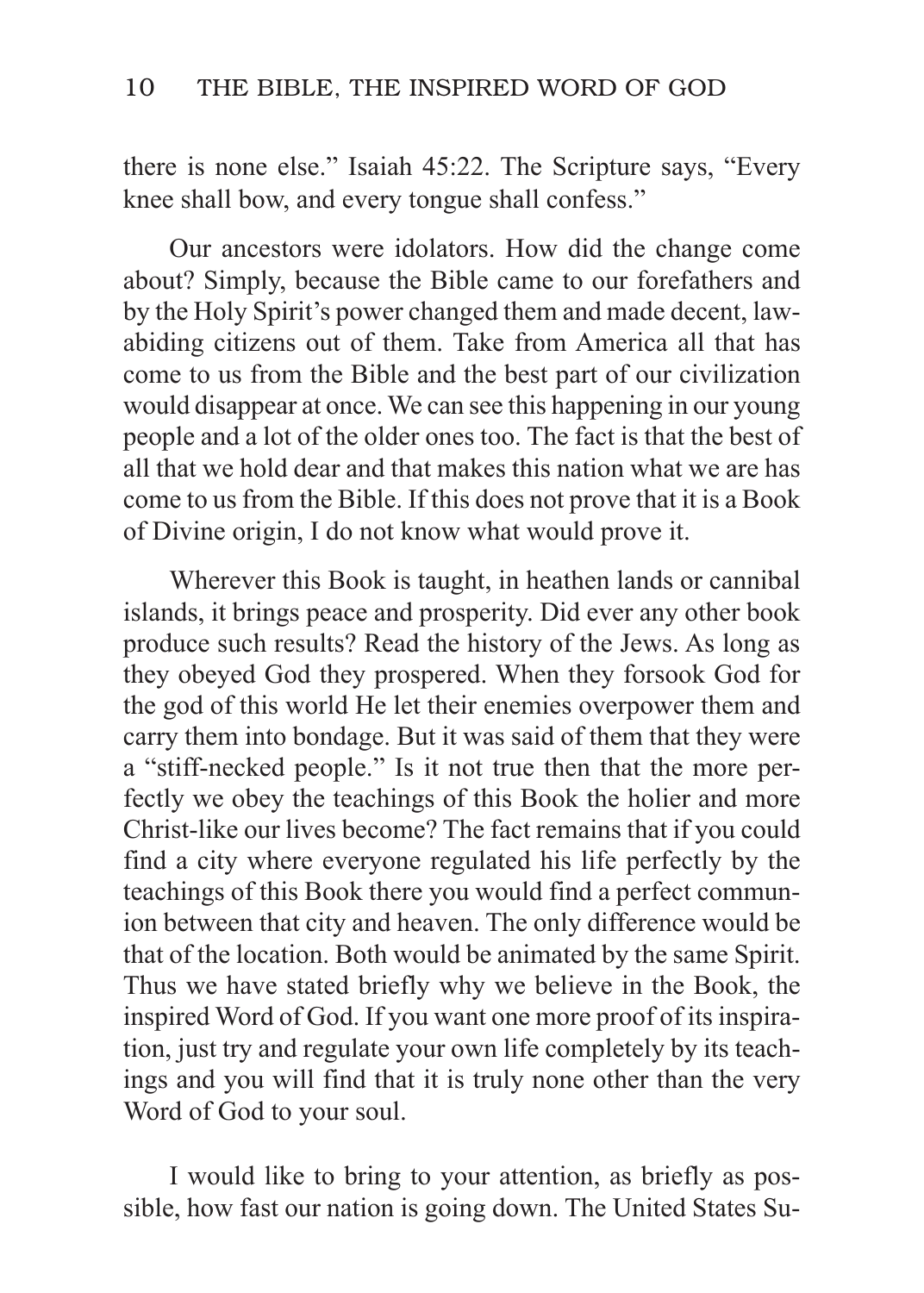there is none else." Isaiah 45:22. The Scripture says, "Every knee shall bow, and every tongue shall confess."

Our ancestors were idolators. How did the change come about? Simply, because the Bible came to our forefathers and by the Holy Spirit's power changed them and made decent, law-abiding citizens out of them. Take from America all that has come to us from the Bible and the best part of our civilization would disappear at once. We can see this happening in our young people and a lot of the older ones too. The fact is that the best of all that we hold dear and that makes this nation what we are has come to us from the Bible. If this does not prove that it is a Book of Divine origin, I do not know what would prove it.

Wherever this Book is taught, in heathen lands or cannibal islands, it brings peace and prosperity. Did ever any other book produce such results? Read the history of the Jews. As long as they obeyed God they prospered. When they forsook God for the god of this world He let their enemies overpower them and carry them into bondage. But it was said of them that they were a "stiff-necked people." Is it not true then that the more perfectly we obey the teachings of this Book the holier and more Christ-like our lives become? The fact remains that if you could find a city where everyone regulated his life perfectly by the teachings of this Book there you would find a perfect communion between that city and heaven. The only difference would be that of the location. Both would be animated by the same Spirit. Thus we have stated briefly why we believe in the Book, the inspired Word of God. If you want one more proof of its inspiration, just try and regulate your own life completely by its teachings and you will find that it is truly none other than the very Word of God to your soul.

I would like to bring to your attention, as briefly as possible, how fast our nation is going down. The United States Su-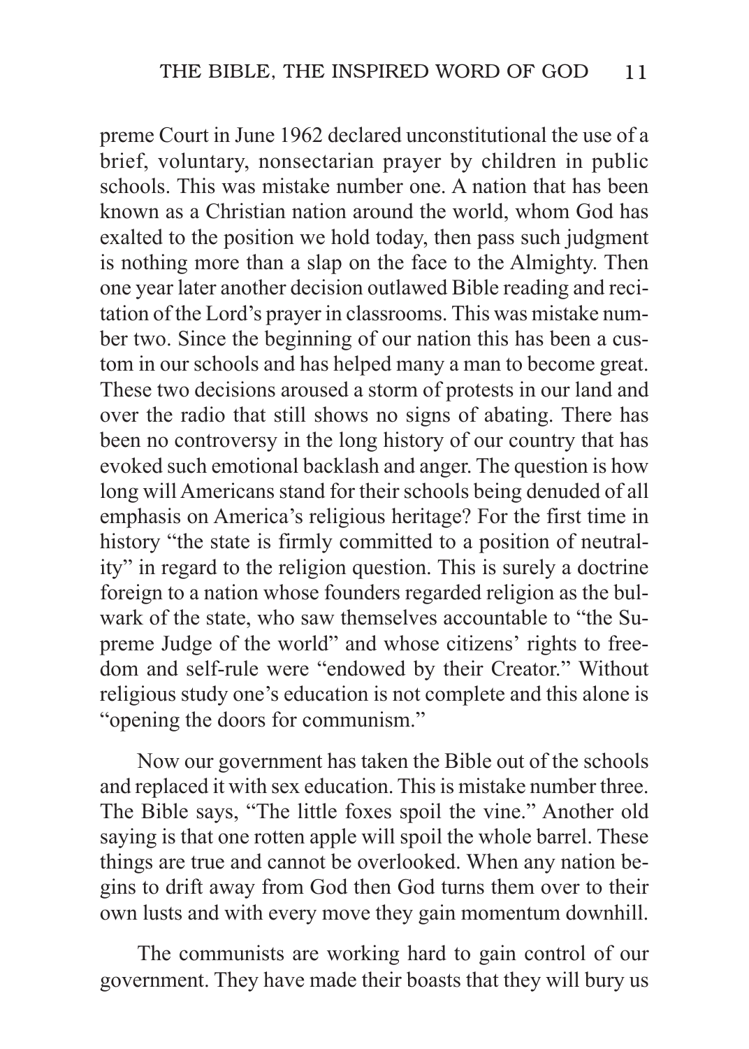preme Court in June 1962 declared unconstitutional the use of a brief, voluntary, nonsectarian prayer by children in public schools. This was mistake number one. A nation that has been known as a Christian nation around the world, whom God has exalted to the position we hold today, then pass such judgment is nothing more than a slap on the face to the Almighty. Then one year later another decision outlawed Bible reading and recitation of the Lord's prayer in classrooms. This was mistake number two. Since the beginning of our nation this has been a custom in our schools and has helped many a man to become great. These two decisions aroused a storm of protests in our land and over the radio that still shows no signs of abating. There has been no controversy in the long history of our country that has evoked such emotional backlash and anger. The question is how long will Americans stand for their schools being denuded of all emphasis on America's religious heritage? For the first time in history "the state is firmly committed to a position of neutrality" in regard to the religion question. This is surely a doctrine foreign to a nation whose founders regarded religion as the bulwark of the state, who saw themselves accountable to "the Supreme Judge of the world" and whose citizens' rights to freedom and self-rule were "endowed by their Creator." Without religious study one's education is not complete and this alone is "opening the doors for communism."

Now our government has taken the Bible out of the schools and replaced it with sex education. This is mistake number three. The Bible says, "The little foxes spoil the vine." Another old saying is that one rotten apple will spoil the whole barrel. These things are true and cannot be overlooked. When any nation begins to drift away from God then God turns them over to their own lusts and with every move they gain momentum downhill.

The communists are working hard to gain control of our government. They have made their boasts that they will bury us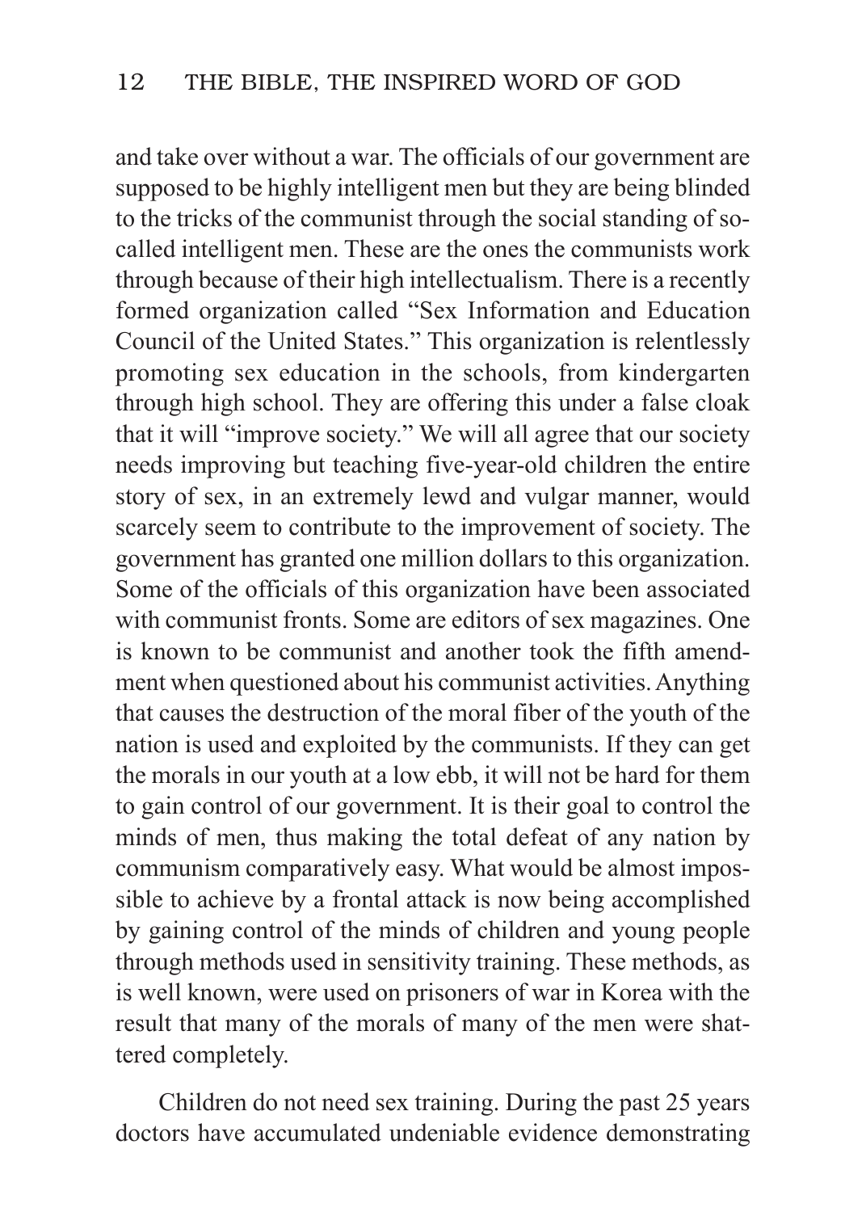and take over without a war. The officials of our government are supposed to be highly intelligent men but they are being blinded to the tricks of the communist through the social standing of so-called intelligent men. These are the ones the communists work through because of their high intellectualism. There is a recently formed organization called "Sex Information and Education Council of the United States." This organization is relentlessly promoting sex education in the schools, from kindergarten through high school. They are offering this under a false cloak that it will "improve society." We will all agree that our society needs improving but teaching five-year-old children the entire story of sex, in an extremely lewd and vulgar manner, would scarcely seem to contribute to the improvement of society. The government has granted one million dollars to this organization. Some of the officials of this organization have been associated with communist fronts. Some are editors of sex magazines. One is known to be communist and another took the fifth amendment when questioned about his communist activities. Anything that causes the destruction of the moral fiber of the youth of the nation is used and exploited by the communists. If they can get the morals in our youth at a low ebb, it will not be hard for them to gain control of our government. It is their goal to control the minds of men, thus making the total defeat of any nation by communism comparatively easy. What would be almost impossible to achieve by a frontal attack is now being accomplished by gaining control of the minds of children and young people through methods used in sensitivity training. These methods, as is well known, were used on prisoners of war in Korea with the result that many of the morals of many of the men were shattered completely.

Children do not need sex training. During the past 25 years doctors have accumulated undeniable evidence demonstrating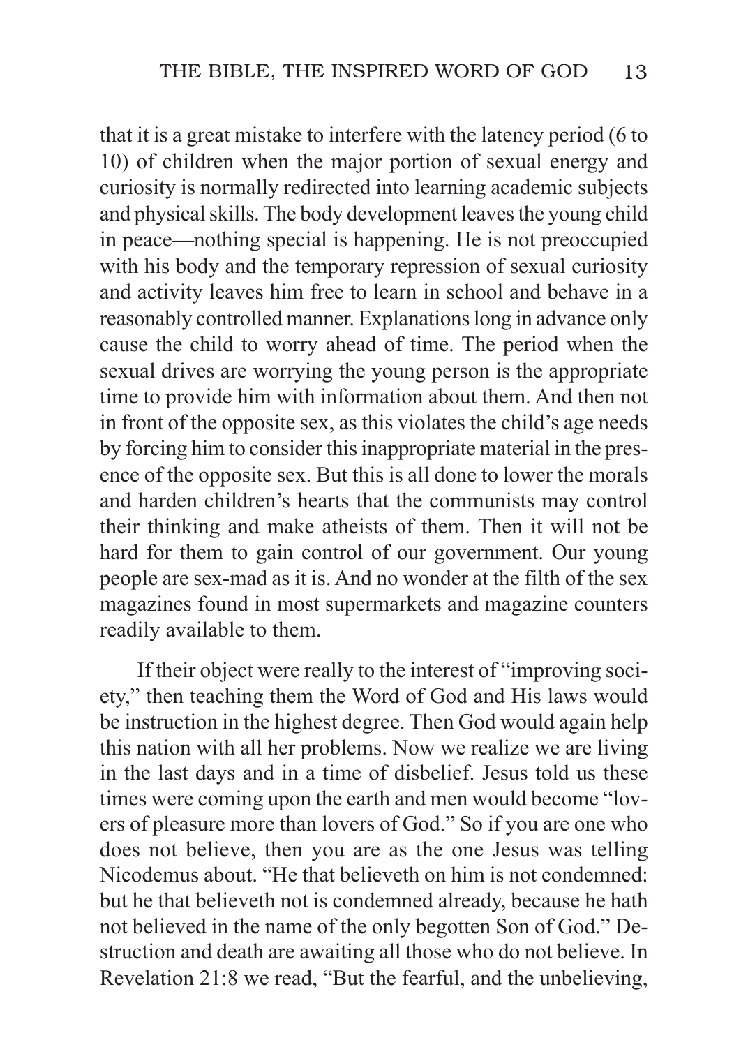that it is a great mistake to interfere with the latency period (6 to 10) of children when the major portion of sexual energy and curiosity is normally redirected into learning academic subjects and physical skills. The body development leaves the young child in peace—nothing special is happening. He is not preoccupied with his body and the temporary repression of sexual curiosity and activity leaves him free to learn in school and behave in a reasonably controlled manner. Explanations long in advance only cause the child to worry ahead of time. The period when the sexual drives are worrying the young person is the appropriate time to provide him with information about them. And then not in front of the opposite sex, as this violates the child's age needs by forcing him to consider this inappropriate material in the presence of the opposite sex. But this is all done to lower the morals and harden children's hearts that the communists may control their thinking and make atheists of them. Then it will not be hard for them to gain control of our government. Our young people are sex-mad as it is. And no wonder at the filth of the sex magazines found in most supermarkets and magazine counters readily available to them.

If their object were really to the interest of "improving society," then teaching them the Word of God and His laws would be instruction in the highest degree. Then God would again help this nation with all her problems. Now we realize we are living in the last days and in a time of disbelief. Jesus told us these times were coming upon the earth and men would become "lovers of pleasure more than lovers of God." So if you are one who does not believe, then you are as the one Jesus was telling Nicodemus about. "He that believeth on him is not condemned: but he that believeth not is condemned already, because he hath not believed in the name of the only begotten Son of God." Destruction and death are awaiting all those who do not believe. In Revelation 21:8 we read, "But the fearful, and the unbelieving,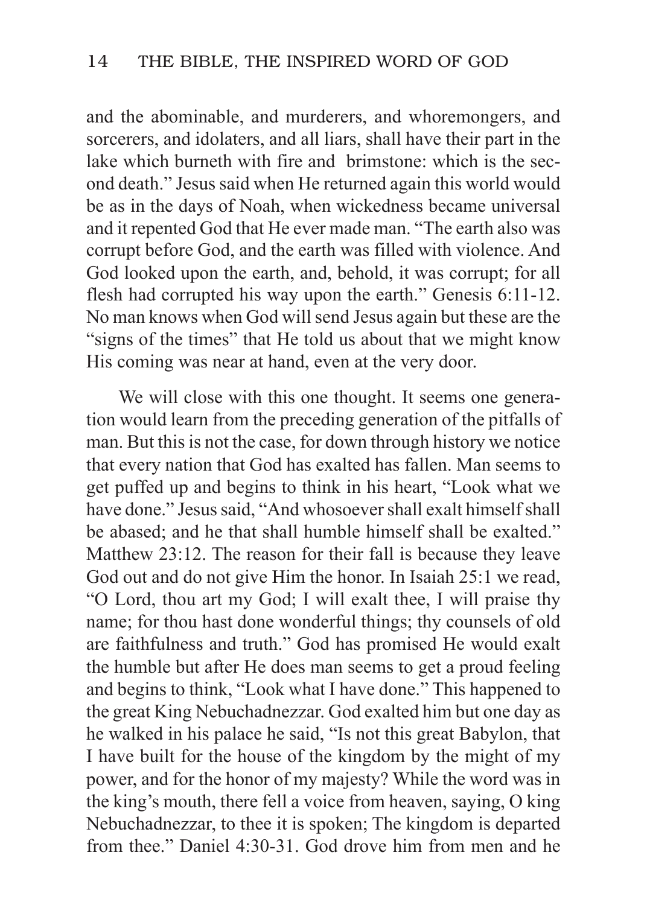and the abominable, and murderers, and whoremongers, and sorcerers, and idolaters, and all liars, shall have their part in the lake which burneth with fire and brimstone: which is the second death." Jesus said when He returned again this world would be as in the days of Noah, when wickedness became universal and it repented God that He ever made man. "The earth also was corrupt before God, and the earth was filled with violence. And God looked upon the earth, and, behold, it was corrupt; for all flesh had corrupted his way upon the earth." Genesis 6:11-12. No man knows when God will send Jesus again but these are the "signs of the times" that He told us about that we might know His coming was near at hand, even at the very door.

We will close with this one thought. It seems one generation would learn from the preceding generation of the pitfalls of man. But this is not the case, for down through history we notice that every nation that God has exalted has fallen. Man seems to get puffed up and begins to think in his heart, "Look what we have done." Jesus said, "And whosoever shall exalt himself shall be abased; and he that shall humble himself shall be exalted." Matthew 23:12. The reason for their fall is because they leave God out and do not give Him the honor. In Isaiah 25:1 we read, "O Lord, thou art my God; I will exalt thee, I will praise thy name; for thou hast done wonderful things; thy counsels of old are faithfulness and truth." God has promised He would exalt the humble but after He does man seems to get a proud feeling and begins to think, "Look what I have done." This happened to the great King Nebuchadnezzar. God exalted him but one day as he walked in his palace he said, "Is not this great Babylon, that I have built for the house of the kingdom by the might of my power, and for the honor of my majesty? While the word was in the king's mouth, there fell a voice from heaven, saying, O king Nebuchadnezzar, to thee it is spoken; The kingdom is departed from thee." Daniel 4:30-31. God drove him from men and he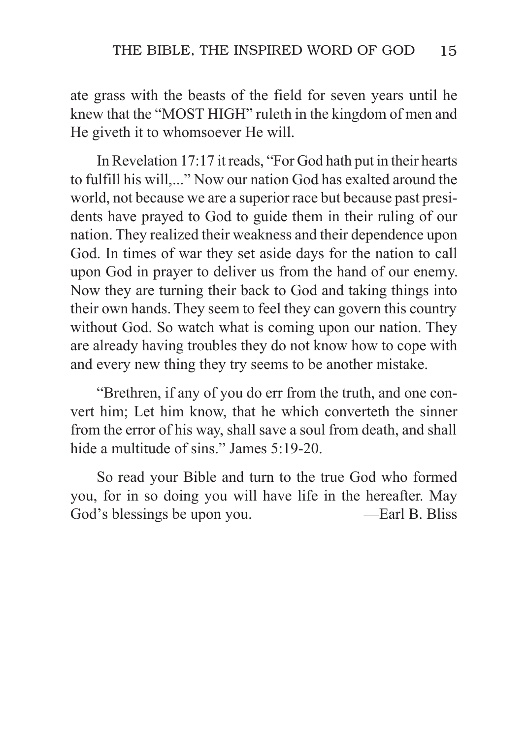ate grass with the beasts of the field for seven years until he knew that the "MOST HIGH" ruleth in the kingdom of men and He giveth it to whomsoever He will.

In Revelation 17:17 it reads, "For God hath put in their hearts to fulfill his will,..." Now our nation God has exalted around the world, not because we are a superior race but because past presidents have prayed to God to guide them in their ruling of our nation. They realized their weakness and their dependence upon God. In times of war they set aside days for the nation to call upon God in prayer to deliver us from the hand of our enemy. Now they are turning their back to God and taking things into their own hands. They seem to feel they can govern this country without God. So watch what is coming upon our nation. They are already having troubles they do not know how to cope with and every new thing they try seems to be another mistake.

"Brethren, if any of you do err from the truth, and one convert him; Let him know, that he which converteth the sinner from the error of his way, shall save a soul from death, and shall hide a multitude of sins." James 5:19-20.

So read your Bible and turn to the true God who formed you, for in so doing you will have life in the hereafter. May God's blessings be upon you. —Earl B. Bliss